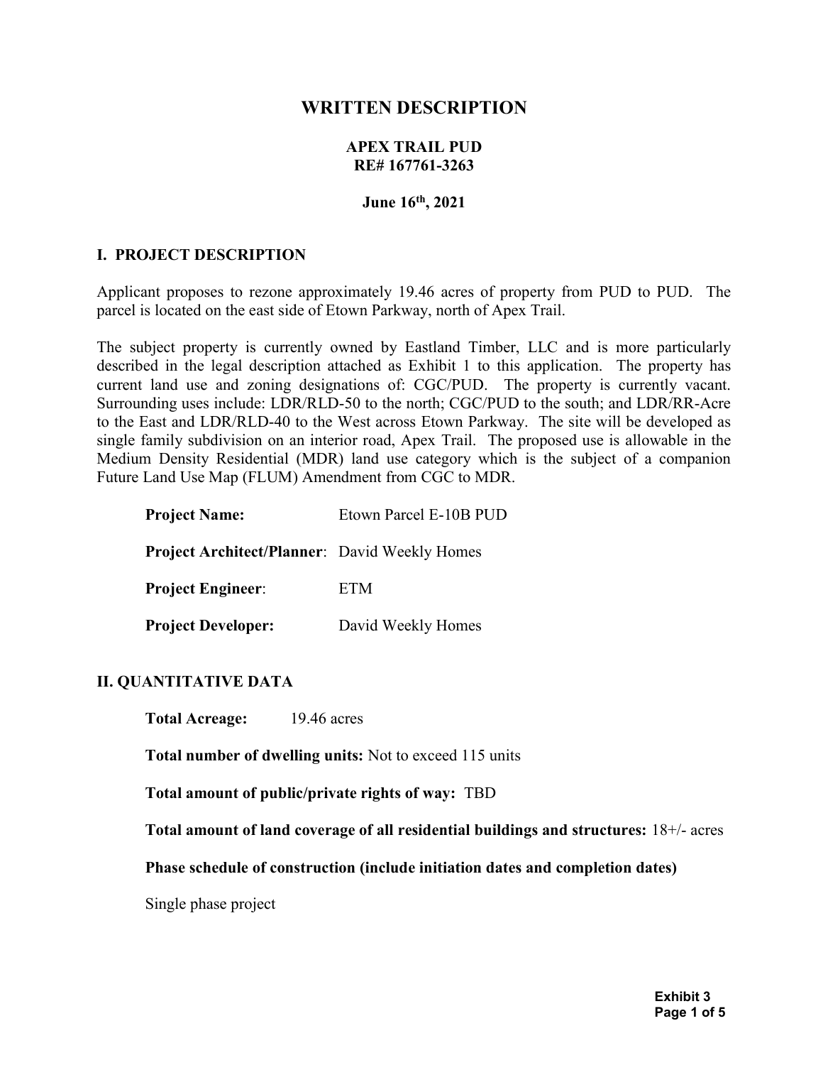# WRITTEN DESCRIPTION

## APEX TRAIL PUD
## RE# 167761-3263

**June 16th, 2021**

## I. PROJECT DESCRIPTION

Applicant proposes to rezone approximately 19.46 acres of property from PUD to PUD. The parcel is located on the east side of Etown Parkway, north of Apex Trail.

The subject property is currently owned by Eastland Timber, LLC and is more particularly described in the legal description attached as Exhibit 1 to this application. The property has current land use and zoning designations of: CGC/PUD. The property is currently vacant. Surrounding uses include: LDR/RLD-50 to the north; CGC/PUD to the south; and LDR/RR-Acre to the East and LDR/RLD-40 to the West across Etown Parkway. The site will be developed as single family subdivision on an interior road, Apex Trail. The proposed use is allowable in the Medium Density Residential (MDR) land use category which is the subject of a companion Future Land Use Map (FLUM) Amendment from CGC to MDR.

**Project Name:** Etown Parcel E-10B PUD

**Project Architect/Planner**: David Weekly Homes

**Project Engineer**: ETM

**Project Developer:** David Weekly Homes

## II. QUANTITATIVE DATA

**Total Acreage:** 19.46 acres

**Total number of dwelling units:** Not to exceed 115 units

**Total amount of public/private rights of way:** TBD

**Total amount of land coverage of all residential buildings and structures:** 18+/- acres

**Phase schedule of construction (include initiation dates and completion dates)**

Single phase project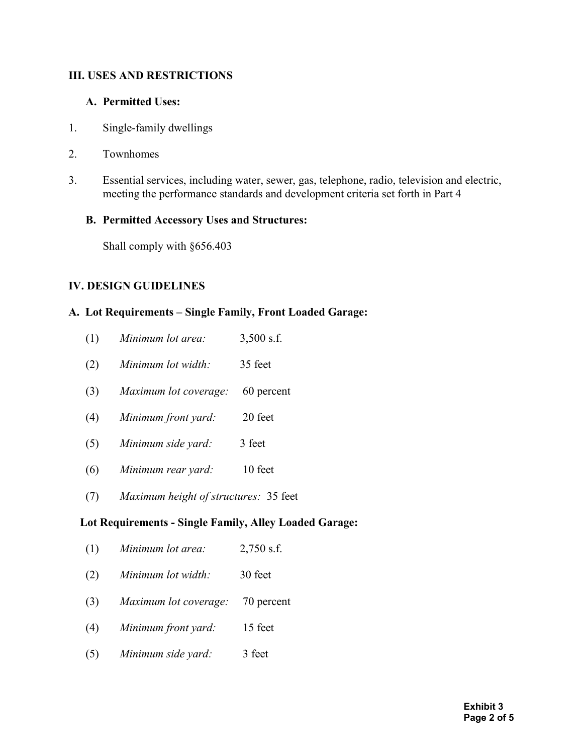## III. USES AND RESTRICTIONS

### A. Permitted Uses:

1. Single-family dwellings
2. Townhomes
3. Essential services, including water, sewer, gas, telephone, radio, television and electric, meeting the performance standards and development criteria set forth in Part 4

### B. Permitted Accessory Uses and Structures:

Shall comply with §656.403

## IV. DESIGN GUIDELINES

### A. Lot Requirements – Single Family, Front Loaded Garage:

(1) *Minimum lot area:* 3,500 s.f.

(2) *Minimum lot width:* 35 feet

(3) *Maximum lot coverage:* 60 percent

(4) *Minimum front yard:* 20 feet

(5) *Minimum side yard:* 3 feet

(6) *Minimum rear yard:* 10 feet

(7) *Maximum height of structures:* 35 feet

### Lot Requirements - Single Family, Alley Loaded Garage:

(1) *Minimum lot area:* 2,750 s.f.

(2) *Minimum lot width:* 30 feet

(3) *Maximum lot coverage:* 70 percent

(4) *Minimum front yard:* 15 feet

(5) *Minimum side yard:* 3 feet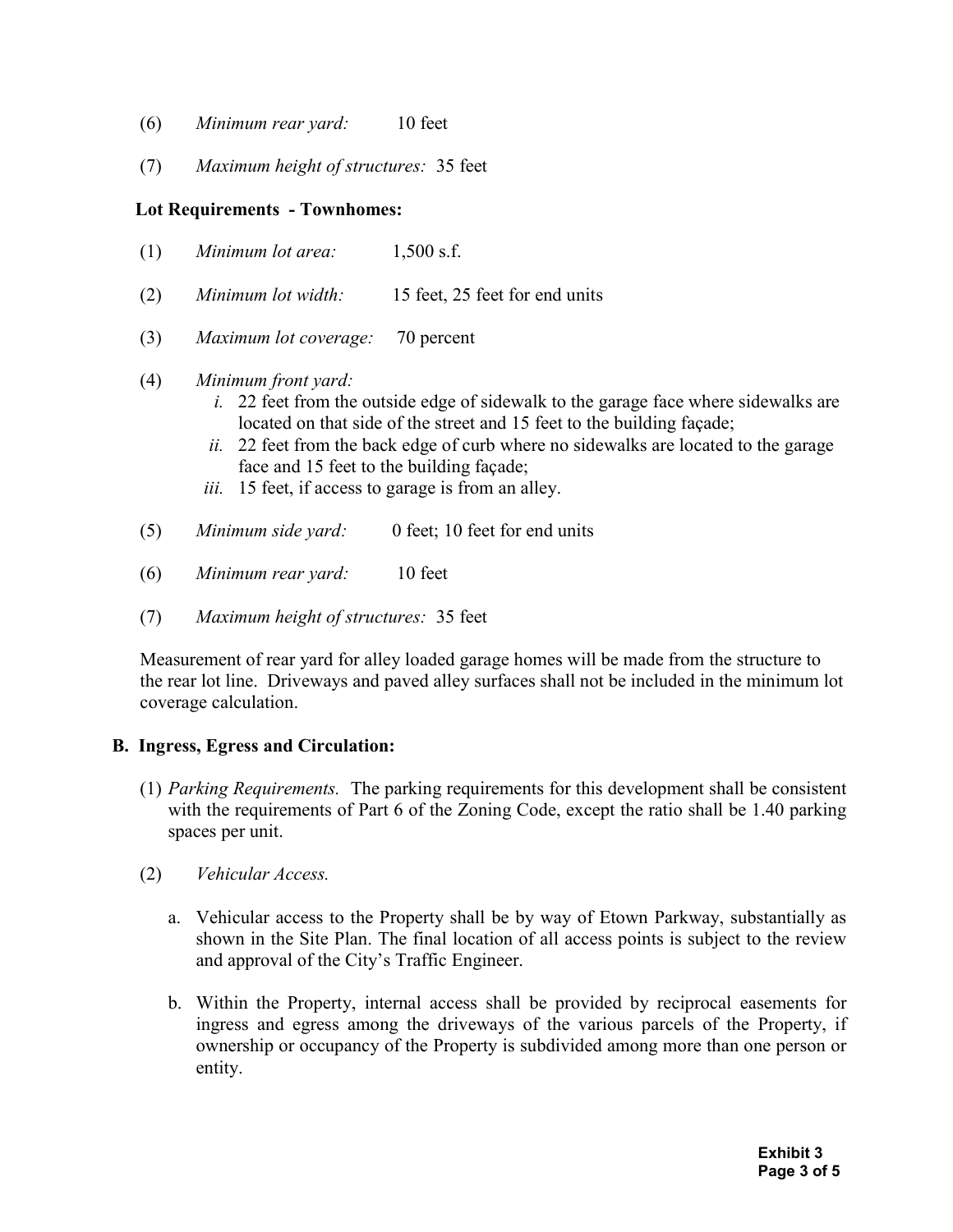(6) *Minimum rear yard:* 10 feet

(7) *Maximum height of structures:* 35 feet

**Lot Requirements - Townhomes:**

(1) *Minimum lot area:* 1,500 s.f.

(2) *Minimum lot width:* 15 feet, 25 feet for end units

(3) *Maximum lot coverage:* 70 percent

(4) *Minimum front yard:*

*i.* 22 feet from the outside edge of sidewalk to the garage face where sidewalks are located on that side of the street and 15 feet to the building façade;

*ii.* 22 feet from the back edge of curb where no sidewalks are located to the garage face and 15 feet to the building façade;

*iii.* 15 feet, if access to garage is from an alley.

(5) *Minimum side yard:* 0 feet; 10 feet for end units

(6) *Minimum rear yard:* 10 feet

(7) *Maximum height of structures:* 35 feet

Measurement of rear yard for alley loaded garage homes will be made from the structure to the rear lot line. Driveways and paved alley surfaces shall not be included in the minimum lot coverage calculation.

**B. Ingress, Egress and Circulation:**

(1) *Parking Requirements.* The parking requirements for this development shall be consistent with the requirements of Part 6 of the Zoning Code, except the ratio shall be 1.40 parking spaces per unit.

(2) *Vehicular Access.*

a. Vehicular access to the Property shall be by way of Etown Parkway, substantially as shown in the Site Plan. The final location of all access points is subject to the review and approval of the City's Traffic Engineer.

b. Within the Property, internal access shall be provided by reciprocal easements for ingress and egress among the driveways of the various parcels of the Property, if ownership or occupancy of the Property is subdivided among more than one person or entity.

**Exhibit 3**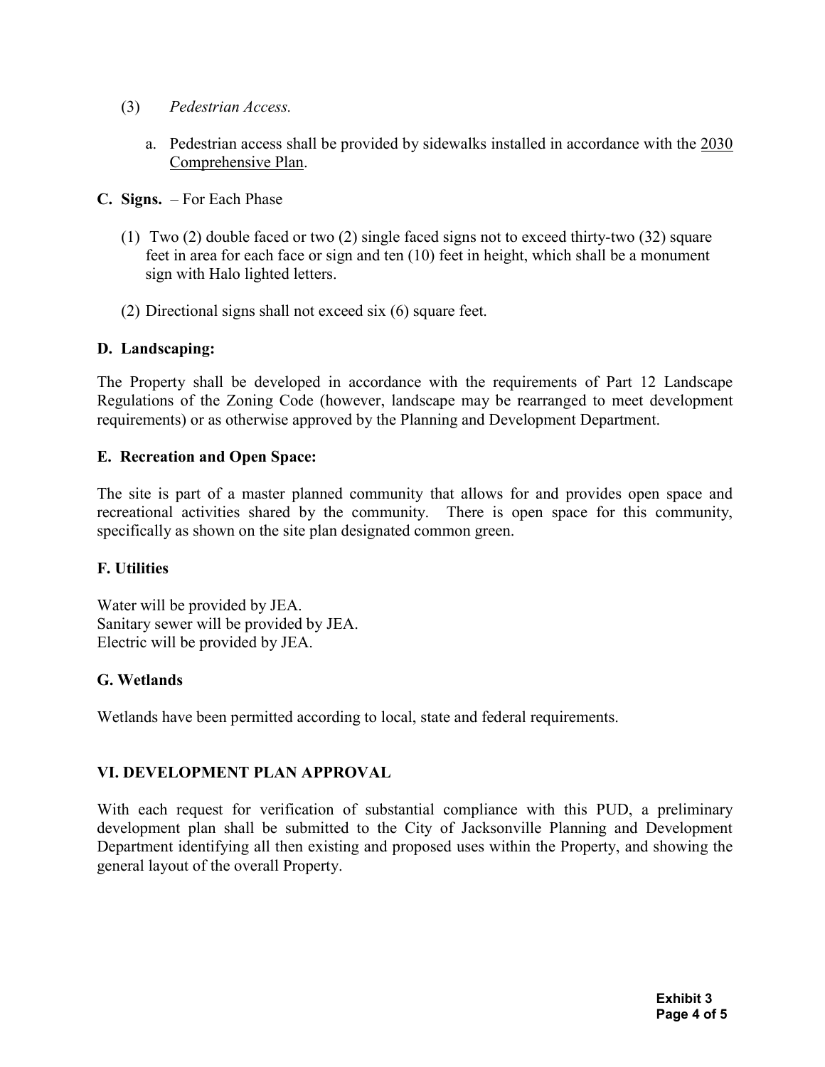(3) *Pedestrian Access.*

a. Pedestrian access shall be provided by sidewalks installed in accordance with the <u>2030 Comprehensive Plan</u>.

**C. Signs.** – For Each Phase

(1) Two (2) double faced or two (2) single faced signs not to exceed thirty-two (32) square feet in area for each face or sign and ten (10) feet in height, which shall be a monument sign with Halo lighted letters.

(2) Directional signs shall not exceed six (6) square feet.

**D. Landscaping:**

The Property shall be developed in accordance with the requirements of Part 12 Landscape Regulations of the Zoning Code (however, landscape may be rearranged to meet development requirements) or as otherwise approved by the Planning and Development Department.

**E. Recreation and Open Space:**

The site is part of a master planned community that allows for and provides open space and recreational activities shared by the community. There is open space for this community, specifically as shown on the site plan designated common green.

**F. Utilities**

Water will be provided by JEA.
Sanitary sewer will be provided by JEA.
Electric will be provided by JEA.

**G. Wetlands**

Wetlands have been permitted according to local, state and federal requirements.

**VI. DEVELOPMENT PLAN APPROVAL**

With each request for verification of substantial compliance with this PUD, a preliminary development plan shall be submitted to the City of Jacksonville Planning and Development Department identifying all then existing and proposed uses within the Property, and showing the general layout of the overall Property.

**Exhibit 3**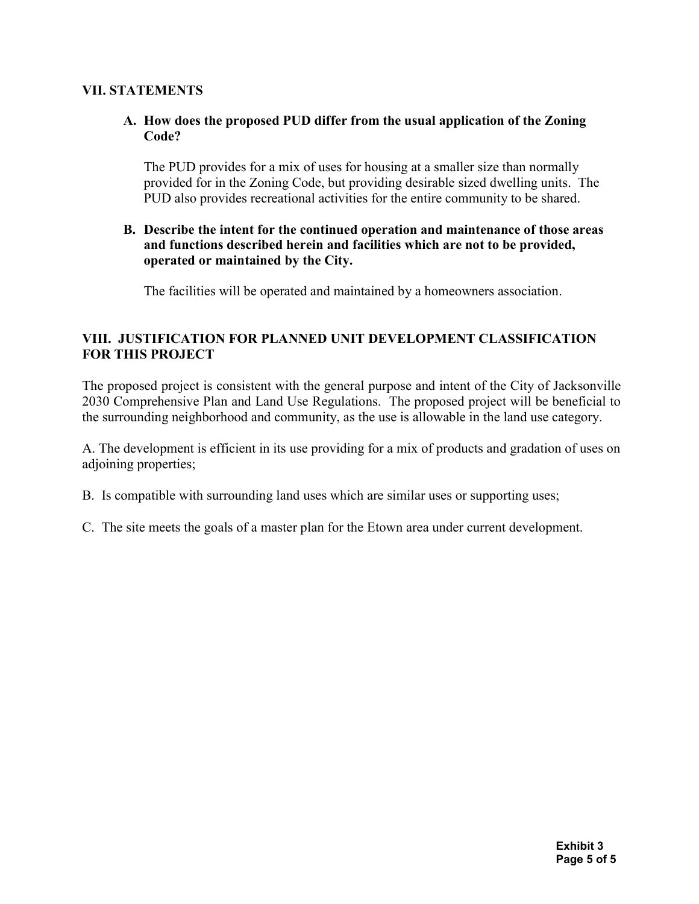## VII. STATEMENTS

**A. How does the proposed PUD differ from the usual application of the Zoning Code?**

The PUD provides for a mix of uses for housing at a smaller size than normally provided for in the Zoning Code, but providing desirable sized dwelling units. The PUD also provides recreational activities for the entire community to be shared.

**B. Describe the intent for the continued operation and maintenance of those areas and functions described herein and facilities which are not to be provided, operated or maintained by the City.**

The facilities will be operated and maintained by a homeowners association.

## VIII. JUSTIFICATION FOR PLANNED UNIT DEVELOPMENT CLASSIFICATION FOR THIS PROJECT

The proposed project is consistent with the general purpose and intent of the City of Jacksonville 2030 Comprehensive Plan and Land Use Regulations. The proposed project will be beneficial to the surrounding neighborhood and community, as the use is allowable in the land use category.

A. The development is efficient in its use providing for a mix of products and gradation of uses on adjoining properties;

B. Is compatible with surrounding land uses which are similar uses or supporting uses;

C. The site meets the goals of a master plan for the Etown area under current development.

**Exhibit 3**